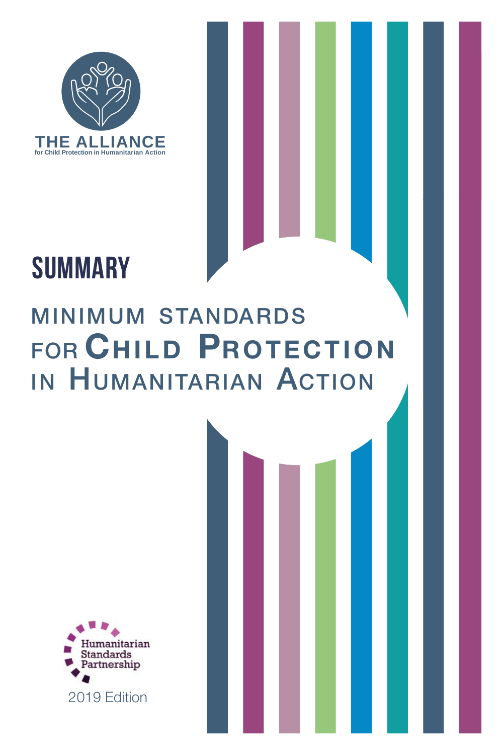THE ALLIANCE
for Child Protection in Humanitarian Action

# SUMMARY

# MINIMUM STANDARDS FOR CHILD PROTECTION IN HUMANITARIAN ACTION

Humanitarian Standards Partnership

2019 Edition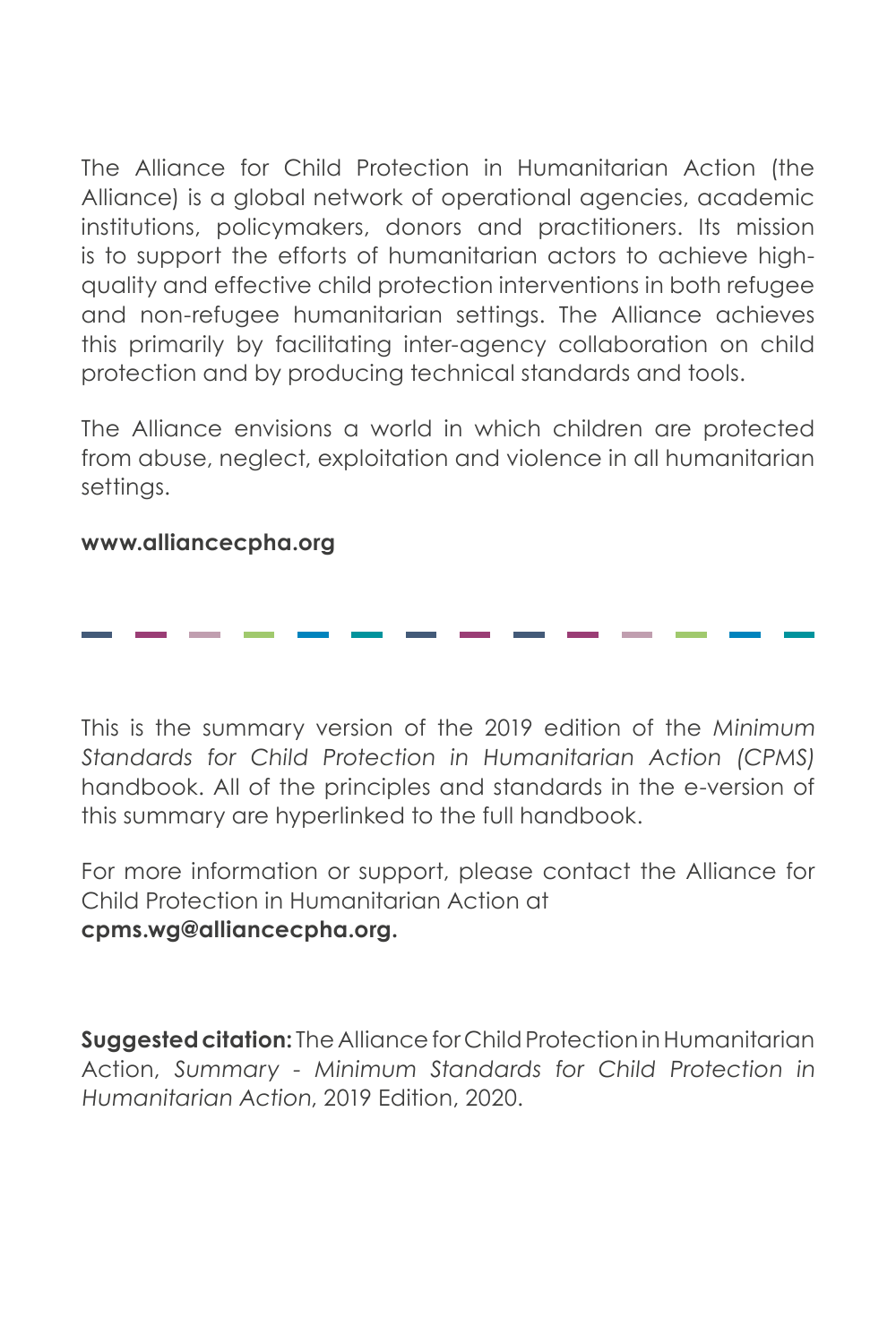The Alliance for Child Protection in Humanitarian Action (the Alliance) is a global network of operational agencies, academic institutions, policymakers, donors and practitioners. Its mission is to support the efforts of humanitarian actors to achieve high-quality and effective child protection interventions in both refugee and non-refugee humanitarian settings. The Alliance achieves this primarily by facilitating inter-agency collaboration on child protection and by producing technical standards and tools.

The Alliance envisions a world in which children are protected from abuse, neglect, exploitation and violence in all humanitarian settings.

**www.alliancecpha.org**

---

This is the summary version of the 2019 edition of the *Minimum Standards for Child Protection in Humanitarian Action (CPMS)* handbook. All of the principles and standards in the e-version of this summary are hyperlinked to the full handbook.

For more information or support, please contact the Alliance for Child Protection in Humanitarian Action at **cpms.wg@alliancecpha.org.**

**Suggested citation:** The Alliance for Child Protection in Humanitarian Action, *Summary - Minimum Standards for Child Protection in Humanitarian Action*, 2019 Edition, 2020.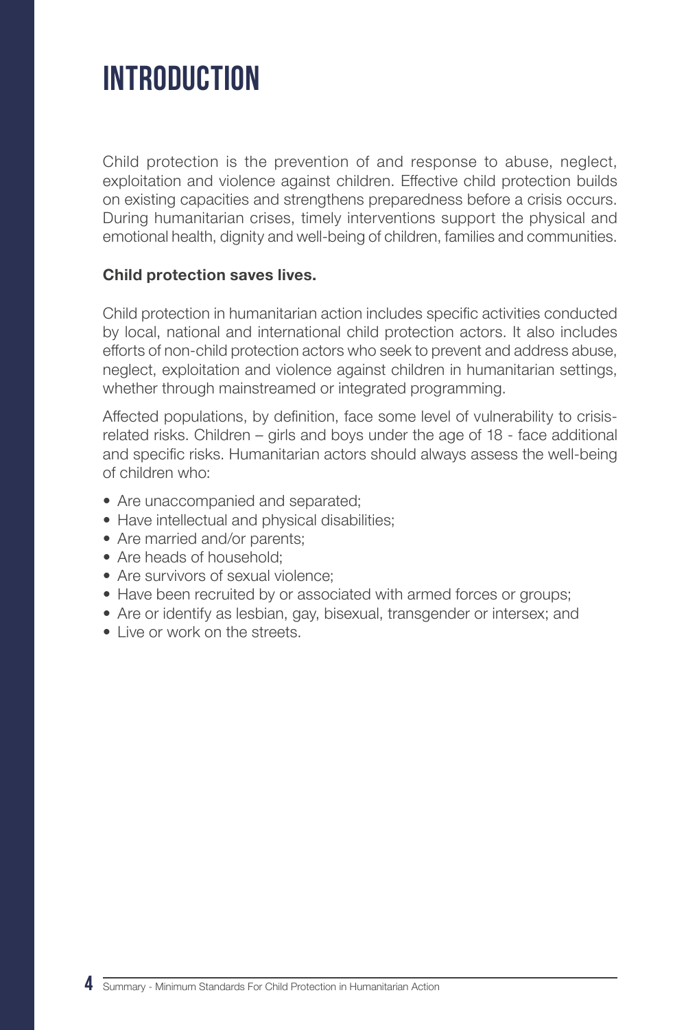# INTRODUCTION

Child protection is the prevention of and response to abuse, neglect, exploitation and violence against children. Effective child protection builds on existing capacities and strengthens preparedness before a crisis occurs. During humanitarian crises, timely interventions support the physical and emotional health, dignity and well-being of children, families and communities.

**Child protection saves lives.**

Child protection in humanitarian action includes specific activities conducted by local, national and international child protection actors. It also includes efforts of non-child protection actors who seek to prevent and address abuse, neglect, exploitation and violence against children in humanitarian settings, whether through mainstreamed or integrated programming.

Affected populations, by definition, face some level of vulnerability to crisis-related risks. Children – girls and boys under the age of 18 - face additional and specific risks. Humanitarian actors should always assess the well-being of children who:

- Are unaccompanied and separated;
- Have intellectual and physical disabilities;
- Are married and/or parents;
- Are heads of household;
- Are survivors of sexual violence;
- Have been recruited by or associated with armed forces or groups;
- Are or identify as lesbian, gay, bisexual, transgender or intersex; and
- Live or work on the streets.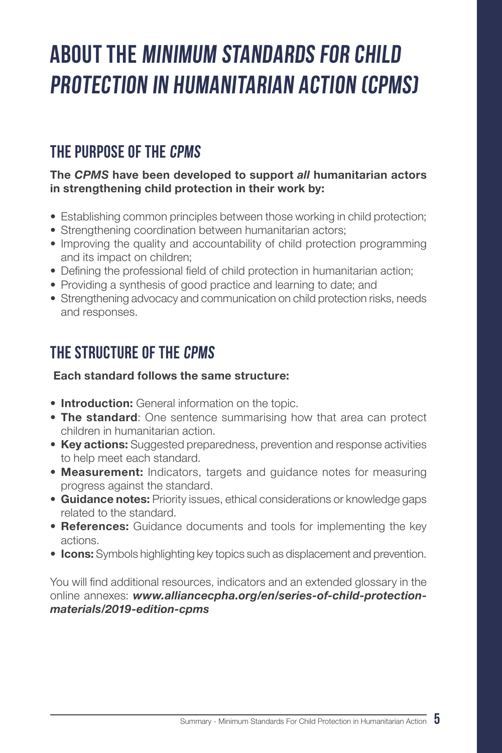# ABOUT THE *MINIMUM STANDARDS FOR CHILD PROTECTION IN HUMANITARIAN ACTION (CPMS)*

## THE PURPOSE OF THE *CPMS*

**The *CPMS* have been developed to support *all* humanitarian actors in strengthening child protection in their work by:**

- Establishing common principles between those working in child protection;
- Strengthening coordination between humanitarian actors;
- Improving the quality and accountability of child protection programming and its impact on children;
- Defining the professional field of child protection in humanitarian action;
- Providing a synthesis of good practice and learning to date; and
- Strengthening advocacy and communication on child protection risks, needs and responses.

## THE STRUCTURE OF THE *CPMS*

**Each standard follows the same structure:**

- **Introduction:** General information on the topic.
- **The standard**: One sentence summarising how that area can protect children in humanitarian action.
- **Key actions:** Suggested preparedness, prevention and response activities to help meet each standard.
- **Measurement:** Indicators, targets and guidance notes for measuring progress against the standard.
- **Guidance notes:** Priority issues, ethical considerations or knowledge gaps related to the standard.
- **References:** Guidance documents and tools for implementing the key actions.
- **Icons:** Symbols highlighting key topics such as displacement and prevention.

You will find additional resources, indicators and an extended glossary in the online annexes: ***www.alliancecpha.org/en/series-of-child-protection-materials/2019-edition-cpms***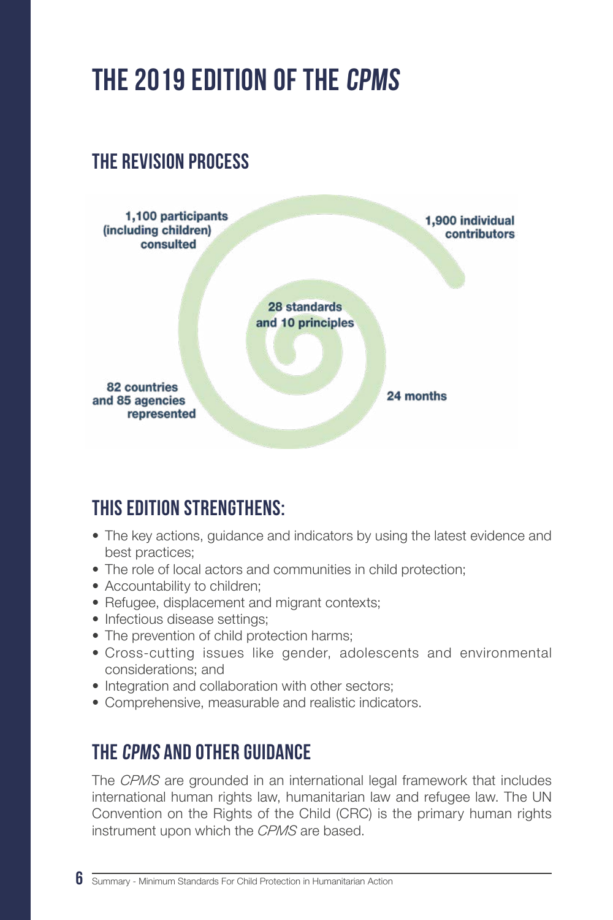# THE 2019 EDITION OF THE *CPMS*

## THE REVISION PROCESS

1,100 participants (including children) consulted

1,900 individual contributors

28 standards and 10 principles

82 countries and 85 agencies represented

24 months

## THIS EDITION STRENGTHENS:

- The key actions, guidance and indicators by using the latest evidence and best practices;
- The role of local actors and communities in child protection;
- Accountability to children;
- Refugee, displacement and migrant contexts;
- Infectious disease settings;
- The prevention of child protection harms;
- Cross-cutting issues like gender, adolescents and environmental considerations; and
- Integration and collaboration with other sectors;
- Comprehensive, measurable and realistic indicators.

## THE *CPMS* AND OTHER GUIDANCE

The *CPMS* are grounded in an international legal framework that includes international human rights law, humanitarian law and refugee law. The UN Convention on the Rights of the Child (CRC) is the primary human rights instrument upon which the *CPMS* are based.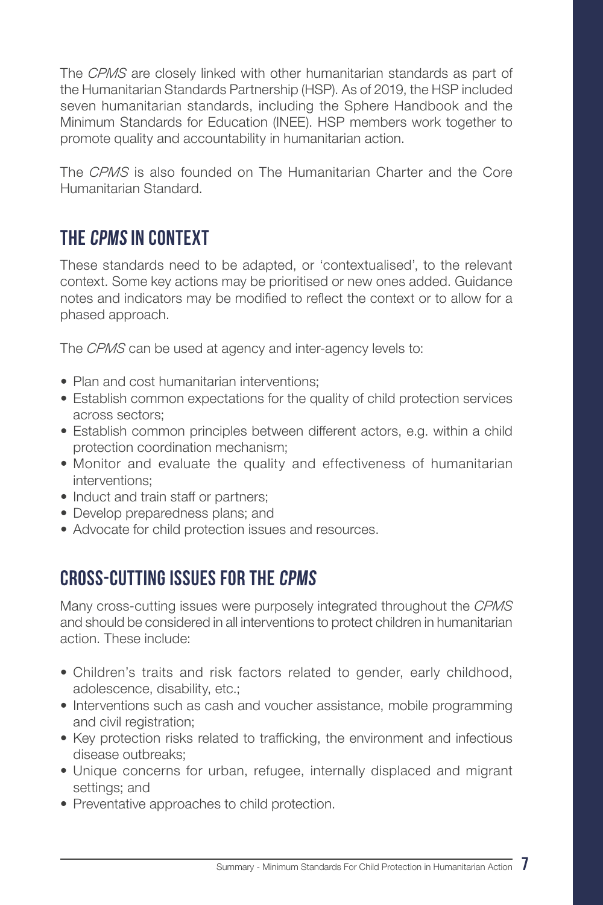The *CPMS* are closely linked with other humanitarian standards as part of the Humanitarian Standards Partnership (HSP). As of 2019, the HSP included seven humanitarian standards, including the Sphere Handbook and the Minimum Standards for Education (INEE). HSP members work together to promote quality and accountability in humanitarian action.

The *CPMS* is also founded on The Humanitarian Charter and the Core Humanitarian Standard.

## The *CPMS* in context

These standards need to be adapted, or 'contextualised', to the relevant context. Some key actions may be prioritised or new ones added. Guidance notes and indicators may be modified to reflect the context or to allow for a phased approach.

The *CPMS* can be used at agency and inter-agency levels to:

- Plan and cost humanitarian interventions;
- Establish common expectations for the quality of child protection services across sectors;
- Establish common principles between different actors, e.g. within a child protection coordination mechanism;
- Monitor and evaluate the quality and effectiveness of humanitarian interventions;
- Induct and train staff or partners;
- Develop preparedness plans; and
- Advocate for child protection issues and resources.

## Cross-cutting issues for the *CPMS*

Many cross-cutting issues were purposely integrated throughout the *CPMS* and should be considered in all interventions to protect children in humanitarian action. These include:

- Children's traits and risk factors related to gender, early childhood, adolescence, disability, etc.;
- Interventions such as cash and voucher assistance, mobile programming and civil registration;
- Key protection risks related to trafficking, the environment and infectious disease outbreaks;
- Unique concerns for urban, refugee, internally displaced and migrant settings; and
- Preventative approaches to child protection.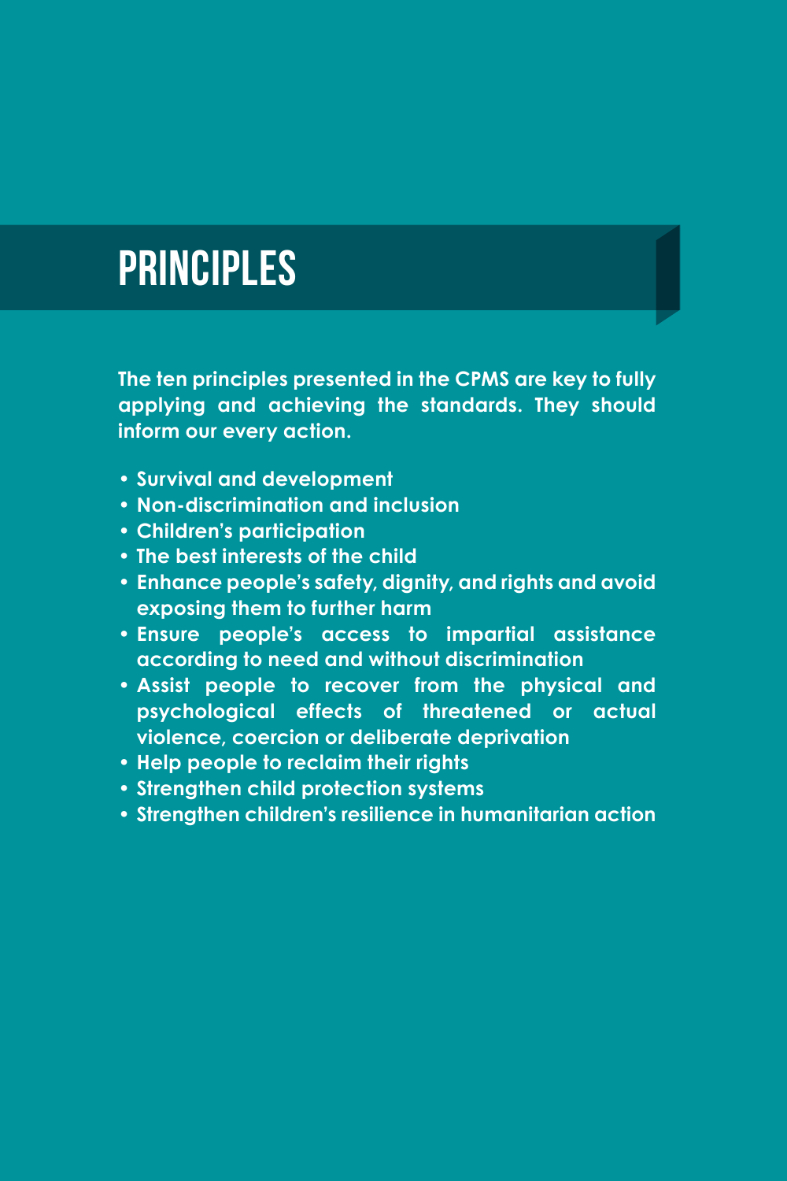# PRINCIPLES

**The ten principles presented in the CPMS are key to fully applying and achieving the standards. They should inform our every action.**

- **Survival and development**
- **Non-discrimination and inclusion**
- **Children's participation**
- **The best interests of the child**
- **Enhance people's safety, dignity, and rights and avoid exposing them to further harm**
- **Ensure people's access to impartial assistance according to need and without discrimination**
- **Assist people to recover from the physical and psychological effects of threatened or actual violence, coercion or deliberate deprivation**
- **Help people to reclaim their rights**
- **Strengthen child protection systems**
- **Strengthen children's resilience in humanitarian action**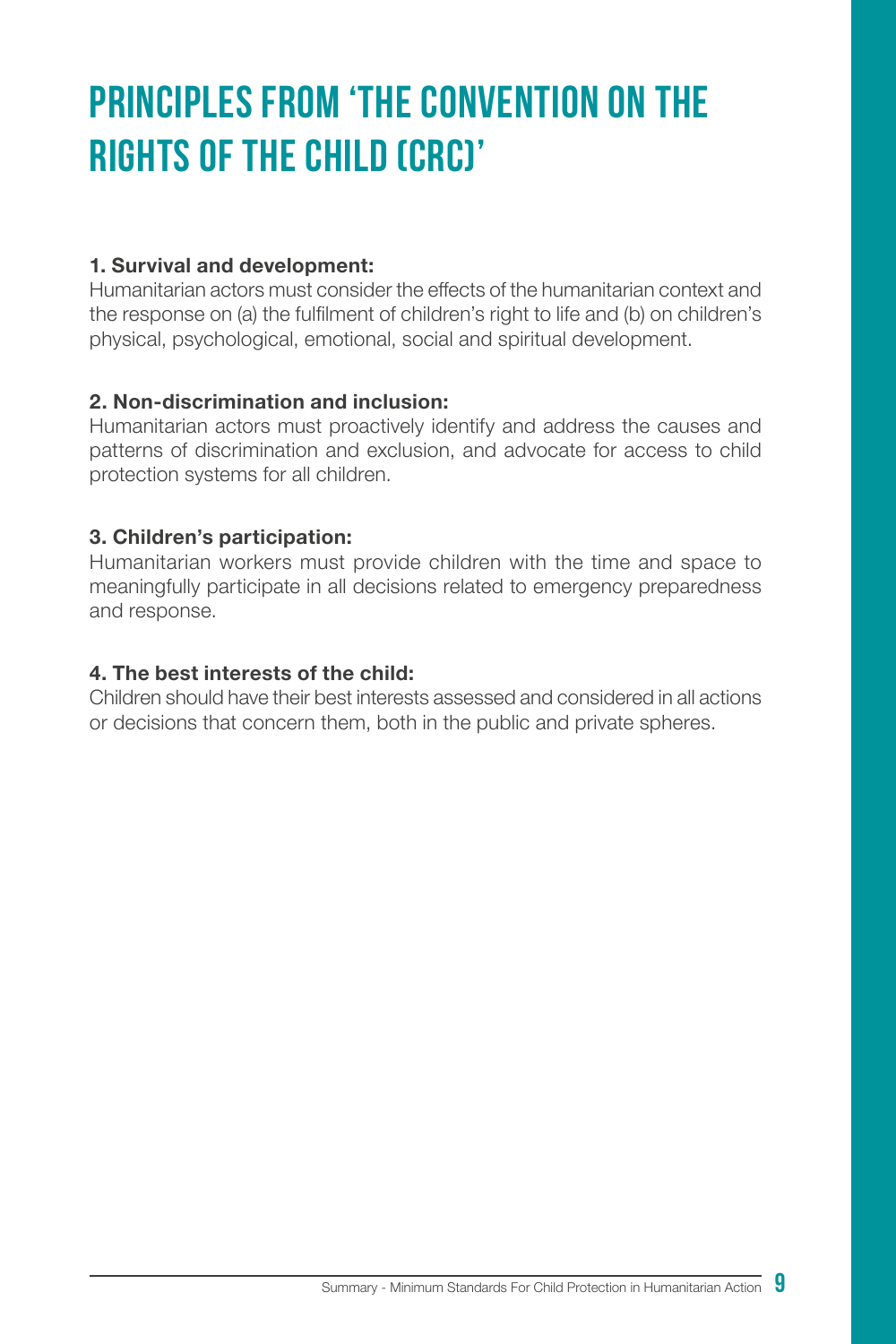# PRINCIPLES FROM 'THE CONVENTION ON THE RIGHTS OF THE CHILD (CRC)'

**1. Survival and development:**
Humanitarian actors must consider the effects of the humanitarian context and the response on (a) the fulfilment of children's right to life and (b) on children's physical, psychological, emotional, social and spiritual development.

**2. Non-discrimination and inclusion:**
Humanitarian actors must proactively identify and address the causes and patterns of discrimination and exclusion, and advocate for access to child protection systems for all children.

**3. Children's participation:**
Humanitarian workers must provide children with the time and space to meaningfully participate in all decisions related to emergency preparedness and response.

**4. The best interests of the child:**
Children should have their best interests assessed and considered in all actions or decisions that concern them, both in the public and private spheres.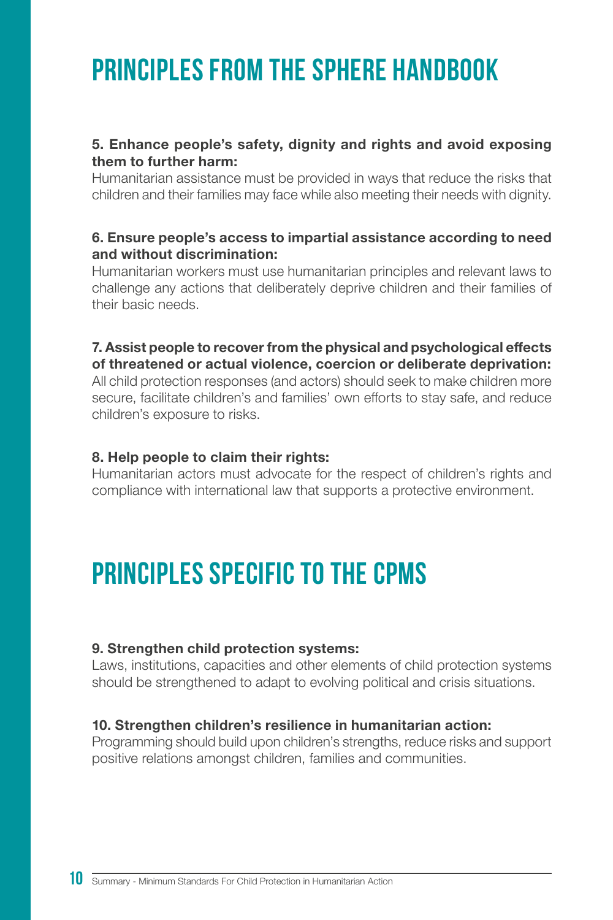# PRINCIPLES FROM THE SPHERE HANDBOOK

**5. Enhance people's safety, dignity and rights and avoid exposing them to further harm:**
Humanitarian assistance must be provided in ways that reduce the risks that children and their families may face while also meeting their needs with dignity.

**6. Ensure people's access to impartial assistance according to need and without discrimination:**
Humanitarian workers must use humanitarian principles and relevant laws to challenge any actions that deliberately deprive children and their families of their basic needs.

**7. Assist people to recover from the physical and psychological effects of threatened or actual violence, coercion or deliberate deprivation:**
All child protection responses (and actors) should seek to make children more secure, facilitate children's and families' own efforts to stay safe, and reduce children's exposure to risks.

**8. Help people to claim their rights:**
Humanitarian actors must advocate for the respect of children's rights and compliance with international law that supports a protective environment.

# PRINCIPLES SPECIFIC TO THE CPMS

**9. Strengthen child protection systems:**
Laws, institutions, capacities and other elements of child protection systems should be strengthened to adapt to evolving political and crisis situations.

**10. Strengthen children's resilience in humanitarian action:**
Programming should build upon children's strengths, reduce risks and support positive relations amongst children, families and communities.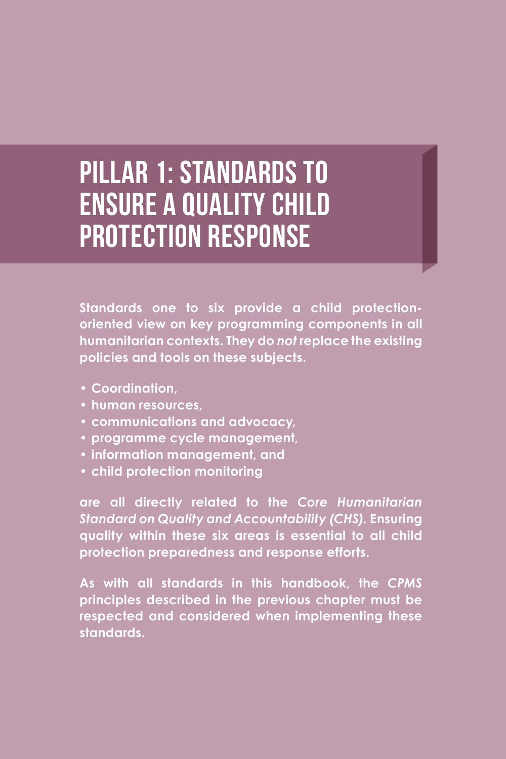# PILLAR 1: STANDARDS TO ENSURE A QUALITY CHILD PROTECTION RESPONSE

**Standards one to six provide a child protection-oriented view on key programming components in all humanitarian contexts. They do *not* replace the existing policies and tools on these subjects.**

- **Coordination,**
- **human resources,**
- **communications and advocacy,**
- **programme cycle management,**
- **information management, and**
- **child protection monitoring**

**are all directly related to the *Core Humanitarian Standard on Quality and Accountability (CHS)*. Ensuring quality within these six areas is essential to all child protection preparedness and response efforts.**

**As with all standards in this handbook, the *CPMS* principles described in the previous chapter must be respected and considered when implementing these standards.**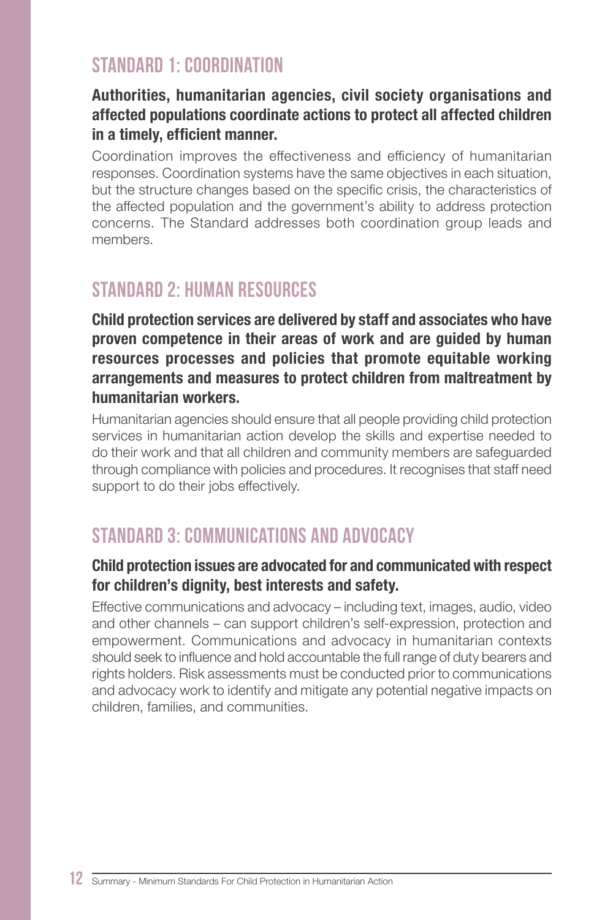## STANDARD 1: COORDINATION

**Authorities, humanitarian agencies, civil society organisations and affected populations coordinate actions to protect all affected children in a timely, efficient manner.**

Coordination improves the effectiveness and efficiency of humanitarian responses. Coordination systems have the same objectives in each situation, but the structure changes based on the specific crisis, the characteristics of the affected population and the government's ability to address protection concerns. The Standard addresses both coordination group leads and members.

## STANDARD 2: HUMAN RESOURCES

**Child protection services are delivered by staff and associates who have proven competence in their areas of work and are guided by human resources processes and policies that promote equitable working arrangements and measures to protect children from maltreatment by humanitarian workers.**

Humanitarian agencies should ensure that all people providing child protection services in humanitarian action develop the skills and expertise needed to do their work and that all children and community members are safeguarded through compliance with policies and procedures. It recognises that staff need support to do their jobs effectively.

## STANDARD 3: COMMUNICATIONS AND ADVOCACY

**Child protection issues are advocated for and communicated with respect for children's dignity, best interests and safety.**

Effective communications and advocacy – including text, images, audio, video and other channels – can support children's self-expression, protection and empowerment. Communications and advocacy in humanitarian contexts should seek to influence and hold accountable the full range of duty bearers and rights holders. Risk assessments must be conducted prior to communications and advocacy work to identify and mitigate any potential negative impacts on children, families, and communities.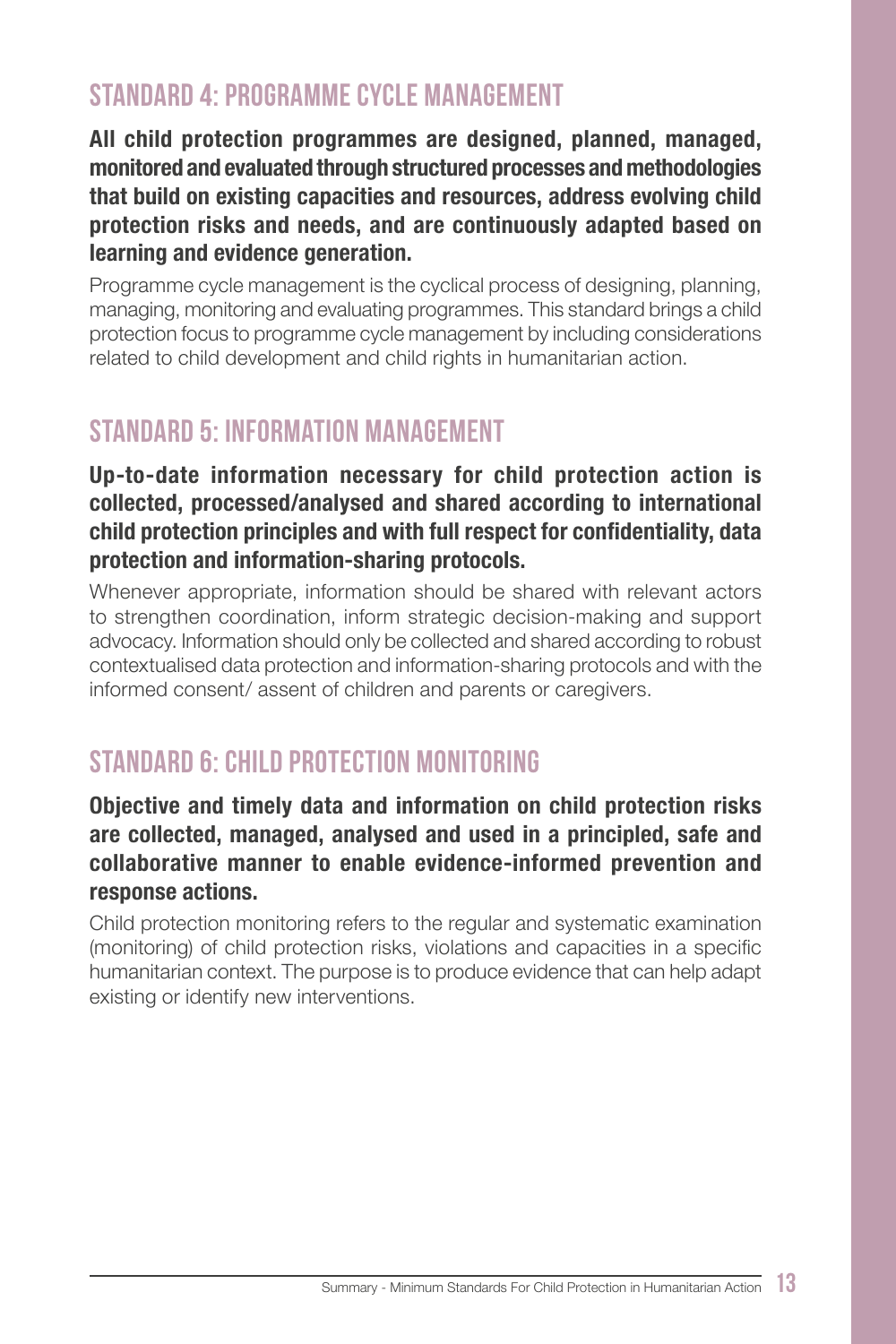## STANDARD 4: PROGRAMME CYCLE MANAGEMENT

**All child protection programmes are designed, planned, managed, monitored and evaluated through structured processes and methodologies that build on existing capacities and resources, address evolving child protection risks and needs, and are continuously adapted based on learning and evidence generation.**

Programme cycle management is the cyclical process of designing, planning, managing, monitoring and evaluating programmes. This standard brings a child protection focus to programme cycle management by including considerations related to child development and child rights in humanitarian action.

## STANDARD 5: INFORMATION MANAGEMENT

**Up-to-date information necessary for child protection action is collected, processed/analysed and shared according to international child protection principles and with full respect for confidentiality, data protection and information-sharing protocols.**

Whenever appropriate, information should be shared with relevant actors to strengthen coordination, inform strategic decision-making and support advocacy. Information should only be collected and shared according to robust contextualised data protection and information-sharing protocols and with the informed consent/ assent of children and parents or caregivers.

## STANDARD 6: CHILD PROTECTION MONITORING

**Objective and timely data and information on child protection risks are collected, managed, analysed and used in a principled, safe and collaborative manner to enable evidence-informed prevention and response actions.**

Child protection monitoring refers to the regular and systematic examination (monitoring) of child protection risks, violations and capacities in a specific humanitarian context. The purpose is to produce evidence that can help adapt existing or identify new interventions.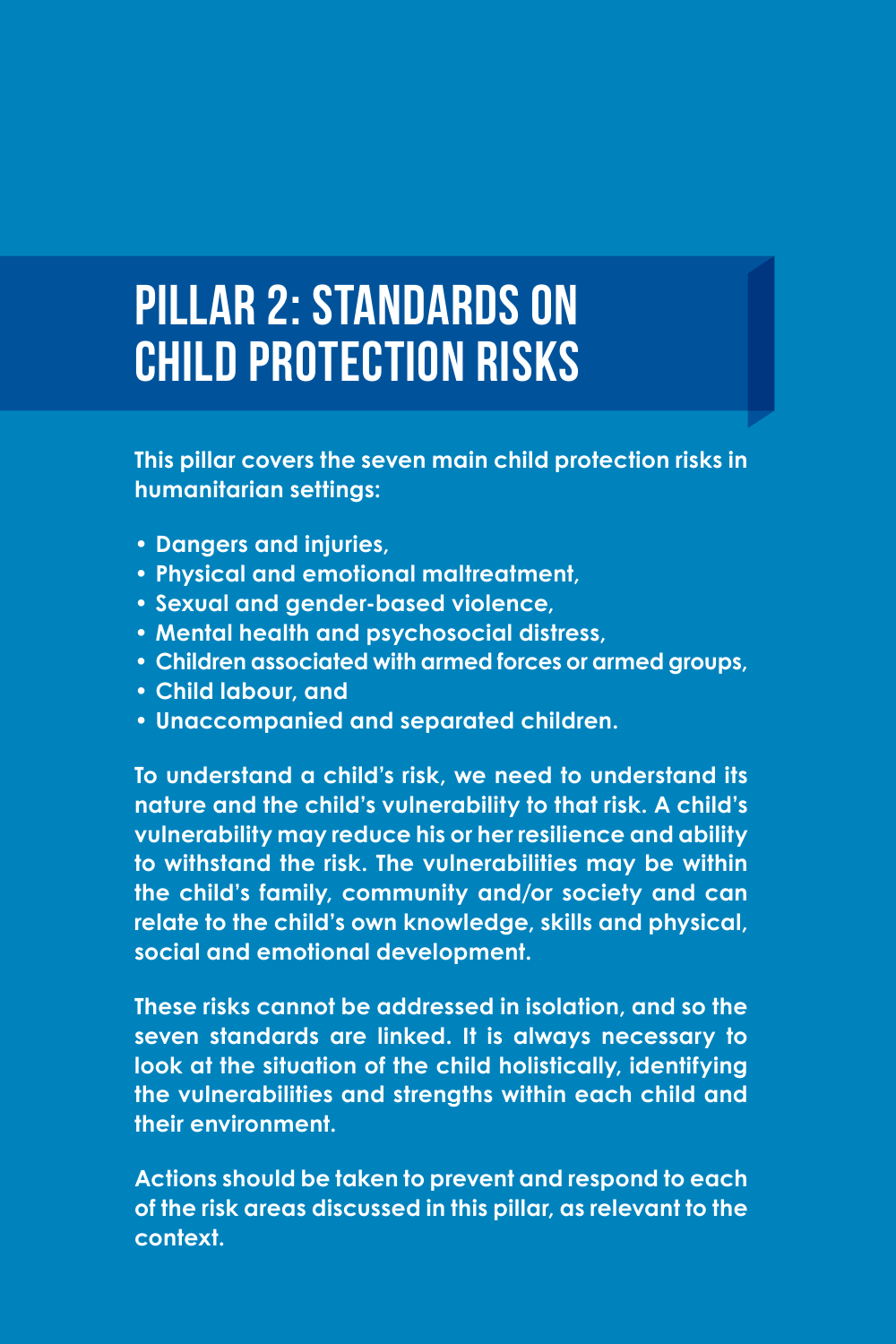# PILLAR 2: STANDARDS ON CHILD PROTECTION RISKS

**This pillar covers the seven main child protection risks in humanitarian settings:**

- **Dangers and injuries,**
- **Physical and emotional maltreatment,**
- **Sexual and gender-based violence,**
- **Mental health and psychosocial distress,**
- **Children associated with armed forces or armed groups,**
- **Child labour, and**
- **Unaccompanied and separated children.**

**To understand a child's risk, we need to understand its nature and the child's vulnerability to that risk. A child's vulnerability may reduce his or her resilience and ability to withstand the risk. The vulnerabilities may be within the child's family, community and/or society and can relate to the child's own knowledge, skills and physical, social and emotional development.**

**These risks cannot be addressed in isolation, and so the seven standards are linked. It is always necessary to look at the situation of the child holistically, identifying the vulnerabilities and strengths within each child and their environment.**

**Actions should be taken to prevent and respond to each of the risk areas discussed in this pillar, as relevant to the context.**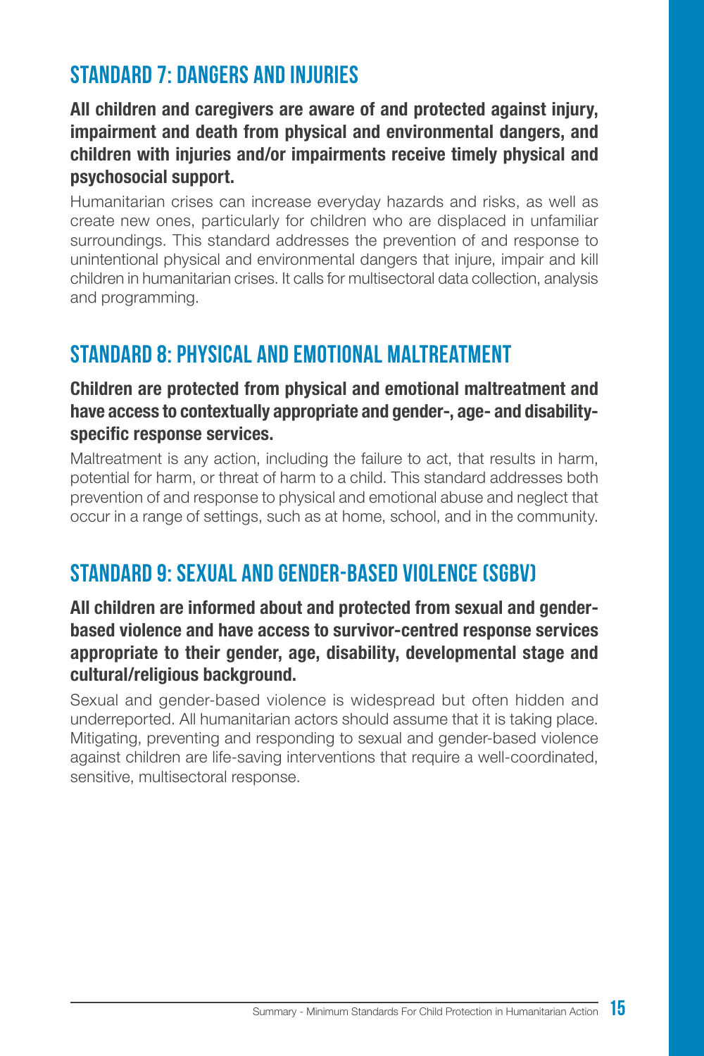## Standard 7: Dangers and injuries

**All children and caregivers are aware of and protected against injury, impairment and death from physical and environmental dangers, and children with injuries and/or impairments receive timely physical and psychosocial support.**

Humanitarian crises can increase everyday hazards and risks, as well as create new ones, particularly for children who are displaced in unfamiliar surroundings. This standard addresses the prevention of and response to unintentional physical and environmental dangers that injure, impair and kill children in humanitarian crises. It calls for multisectoral data collection, analysis and programming.

## Standard 8: Physical and emotional maltreatment

**Children are protected from physical and emotional maltreatment and have access to contextually appropriate and gender-, age- and disability-specific response services.**

Maltreatment is any action, including the failure to act, that results in harm, potential for harm, or threat of harm to a child. This standard addresses both prevention of and response to physical and emotional abuse and neglect that occur in a range of settings, such as at home, school, and in the community.

## Standard 9: Sexual and gender-based violence (SGBV)

**All children are informed about and protected from sexual and gender-based violence and have access to survivor-centred response services appropriate to their gender, age, disability, developmental stage and cultural/religious background.**

Sexual and gender-based violence is widespread but often hidden and underreported. All humanitarian actors should assume that it is taking place. Mitigating, preventing and responding to sexual and gender-based violence against children are life-saving interventions that require a well-coordinated, sensitive, multisectoral response.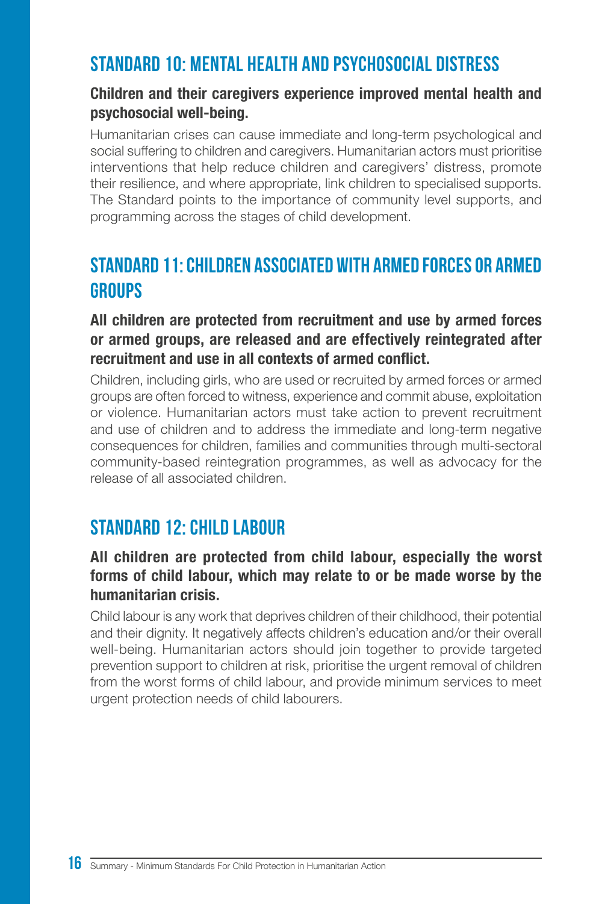## STANDARD 10: MENTAL HEALTH AND PSYCHOSOCIAL DISTRESS

**Children and their caregivers experience improved mental health and psychosocial well-being.**

Humanitarian crises can cause immediate and long-term psychological and social suffering to children and caregivers. Humanitarian actors must prioritise interventions that help reduce children and caregivers' distress, promote their resilience, and where appropriate, link children to specialised supports. The Standard points to the importance of community level supports, and programming across the stages of child development.

## STANDARD 11: CHILDREN ASSOCIATED WITH ARMED FORCES OR ARMED GROUPS

**All children are protected from recruitment and use by armed forces or armed groups, are released and are effectively reintegrated after recruitment and use in all contexts of armed conflict.**

Children, including girls, who are used or recruited by armed forces or armed groups are often forced to witness, experience and commit abuse, exploitation or violence. Humanitarian actors must take action to prevent recruitment and use of children and to address the immediate and long-term negative consequences for children, families and communities through multi-sectoral community-based reintegration programmes, as well as advocacy for the release of all associated children.

## STANDARD 12: CHILD LABOUR

**All children are protected from child labour, especially the worst forms of child labour, which may relate to or be made worse by the humanitarian crisis.**

Child labour is any work that deprives children of their childhood, their potential and their dignity. It negatively affects children's education and/or their overall well-being. Humanitarian actors should join together to provide targeted prevention support to children at risk, prioritise the urgent removal of children from the worst forms of child labour, and provide minimum services to meet urgent protection needs of child labourers.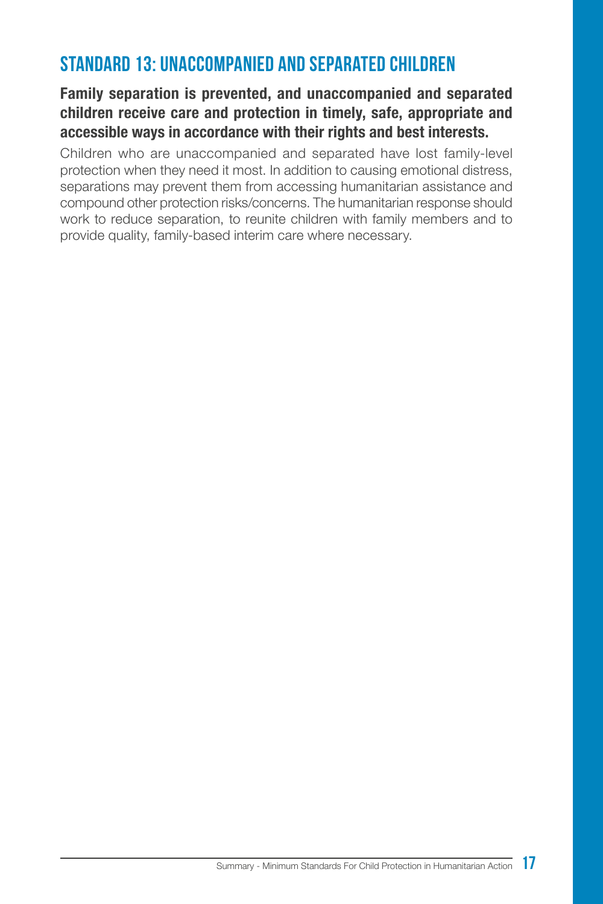## STANDARD 13: UNACCOMPANIED AND SEPARATED CHILDREN

**Family separation is prevented, and unaccompanied and separated children receive care and protection in timely, safe, appropriate and accessible ways in accordance with their rights and best interests.**

Children who are unaccompanied and separated have lost family-level protection when they need it most. In addition to causing emotional distress, separations may prevent them from accessing humanitarian assistance and compound other protection risks/concerns. The humanitarian response should work to reduce separation, to reunite children with family members and to provide quality, family-based interim care where necessary.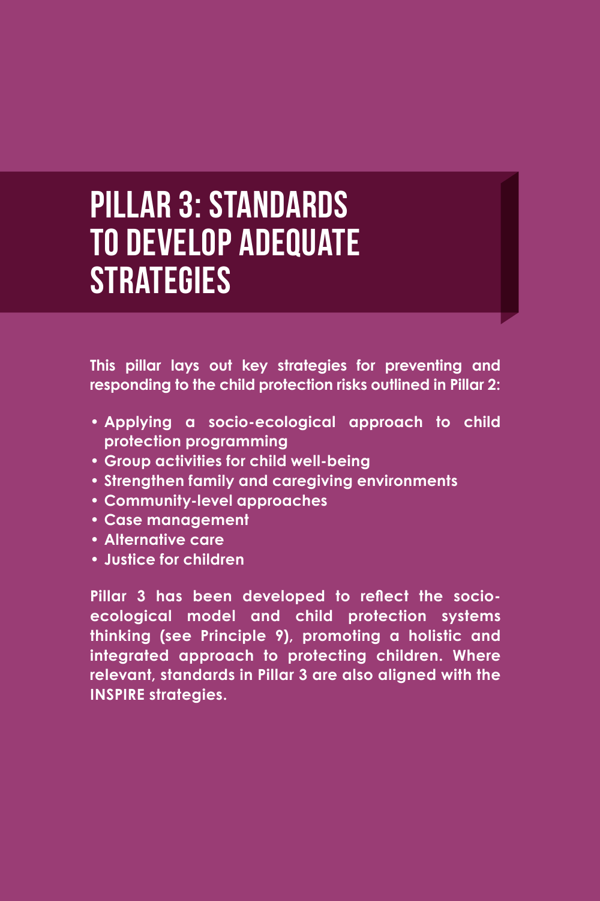# PILLAR 3: STANDARDS TO DEVELOP ADEQUATE STRATEGIES

**This pillar lays out key strategies for preventing and responding to the child protection risks outlined in Pillar 2:**

- **Applying a socio-ecological approach to child protection programming**
- **Group activities for child well-being**
- **Strengthen family and caregiving environments**
- **Community-level approaches**
- **Case management**
- **Alternative care**
- **Justice for children**

**Pillar 3 has been developed to reflect the socio-ecological model and child protection systems thinking (see Principle 9), promoting a holistic and integrated approach to protecting children. Where relevant, standards in Pillar 3 are also aligned with the INSPIRE strategies.**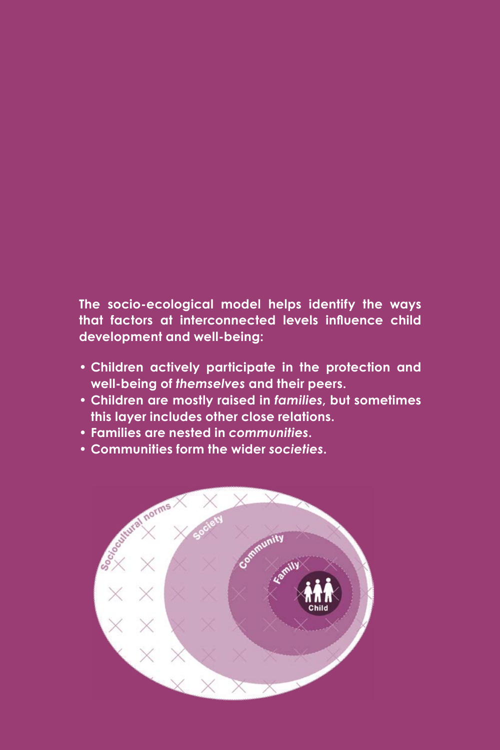**The socio-ecological model helps identify the ways that factors at interconnected levels influence child development and well-being:**

- **Children actively participate in the protection and well-being of *themselves* and their peers.**
- **Children are mostly raised in *families*, but sometimes this layer includes other close relations.**
- **Families are nested in *communities*.**
- **Communities form the wider *societies*.**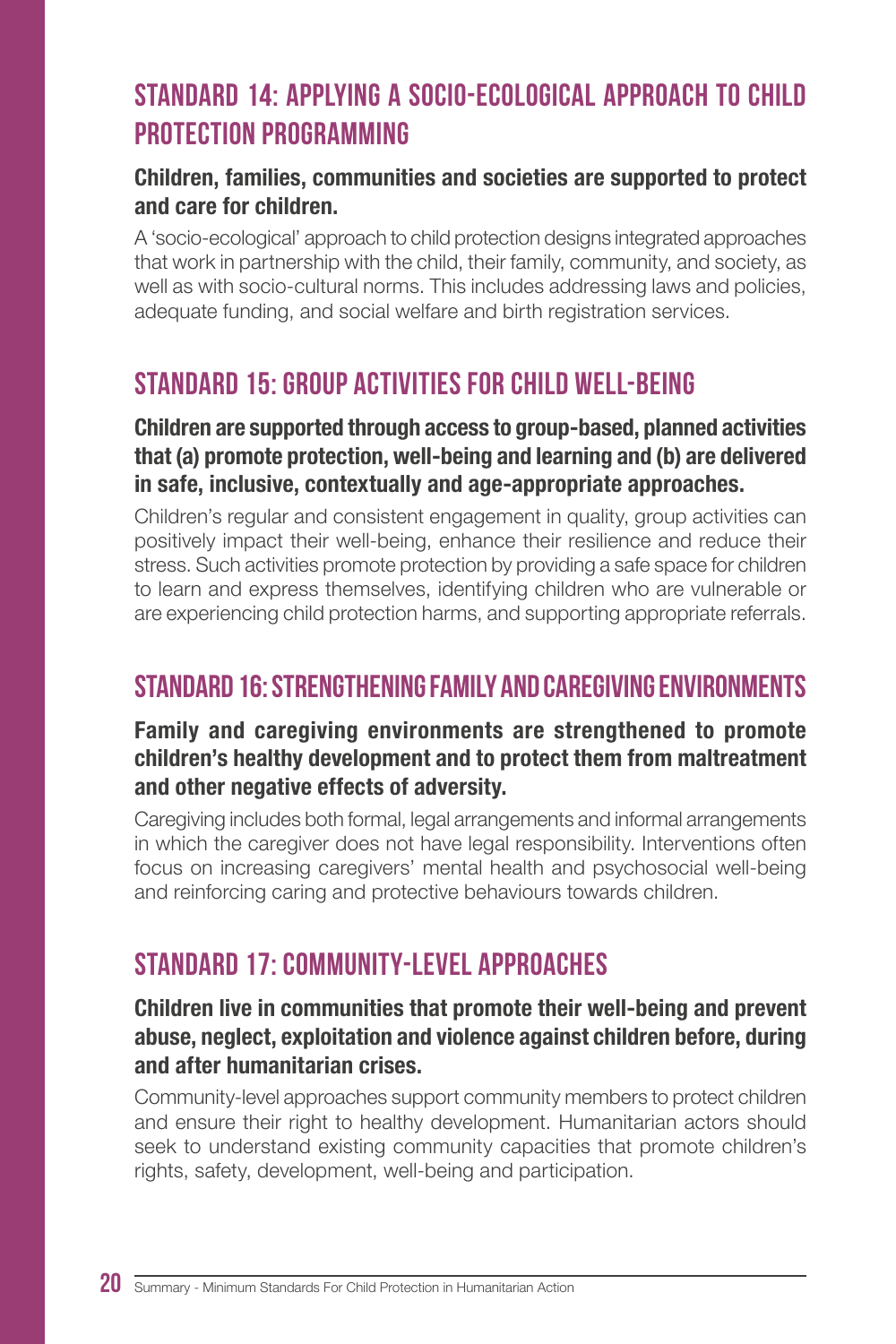## STANDARD 14: APPLYING A SOCIO-ECOLOGICAL APPROACH TO CHILD PROTECTION PROGRAMMING

**Children, families, communities and societies are supported to protect and care for children.**

A 'socio-ecological' approach to child protection designs integrated approaches that work in partnership with the child, their family, community, and society, as well as with socio-cultural norms. This includes addressing laws and policies, adequate funding, and social welfare and birth registration services.

## STANDARD 15: GROUP ACTIVITIES FOR CHILD WELL-BEING

**Children are supported through access to group-based, planned activities that (a) promote protection, well-being and learning and (b) are delivered in safe, inclusive, contextually and age-appropriate approaches.**

Children's regular and consistent engagement in quality, group activities can positively impact their well-being, enhance their resilience and reduce their stress. Such activities promote protection by providing a safe space for children to learn and express themselves, identifying children who are vulnerable or are experiencing child protection harms, and supporting appropriate referrals.

## STANDARD 16: STRENGTHENING FAMILY AND CAREGIVING ENVIRONMENTS

**Family and caregiving environments are strengthened to promote children's healthy development and to protect them from maltreatment and other negative effects of adversity.**

Caregiving includes both formal, legal arrangements and informal arrangements in which the caregiver does not have legal responsibility. Interventions often focus on increasing caregivers' mental health and psychosocial well-being and reinforcing caring and protective behaviours towards children.

## STANDARD 17: COMMUNITY-LEVEL APPROACHES

**Children live in communities that promote their well-being and prevent abuse, neglect, exploitation and violence against children before, during and after humanitarian crises.**

Community-level approaches support community members to protect children and ensure their right to healthy development. Humanitarian actors should seek to understand existing community capacities that promote children's rights, safety, development, well-being and participation.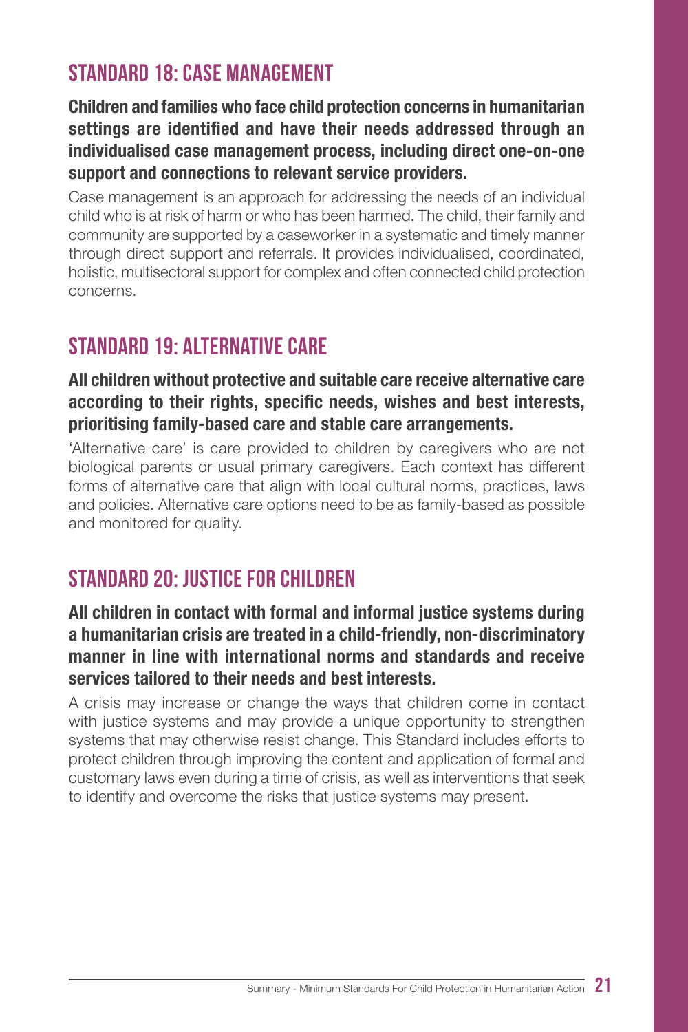## STANDARD 18: CASE MANAGEMENT

**Children and families who face child protection concerns in humanitarian settings are identified and have their needs addressed through an individualised case management process, including direct one-on-one support and connections to relevant service providers.**

Case management is an approach for addressing the needs of an individual child who is at risk of harm or who has been harmed. The child, their family and community are supported by a caseworker in a systematic and timely manner through direct support and referrals. It provides individualised, coordinated, holistic, multisectoral support for complex and often connected child protection concerns.

## STANDARD 19: ALTERNATIVE CARE

**All children without protective and suitable care receive alternative care according to their rights, specific needs, wishes and best interests, prioritising family-based care and stable care arrangements.**

'Alternative care' is care provided to children by caregivers who are not biological parents or usual primary caregivers. Each context has different forms of alternative care that align with local cultural norms, practices, laws and policies. Alternative care options need to be as family-based as possible and monitored for quality.

## STANDARD 20: JUSTICE FOR CHILDREN

**All children in contact with formal and informal justice systems during a humanitarian crisis are treated in a child-friendly, non-discriminatory manner in line with international norms and standards and receive services tailored to their needs and best interests.**

A crisis may increase or change the ways that children come in contact with justice systems and may provide a unique opportunity to strengthen systems that may otherwise resist change. This Standard includes efforts to protect children through improving the content and application of formal and customary laws even during a time of crisis, as well as interventions that seek to identify and overcome the risks that justice systems may present.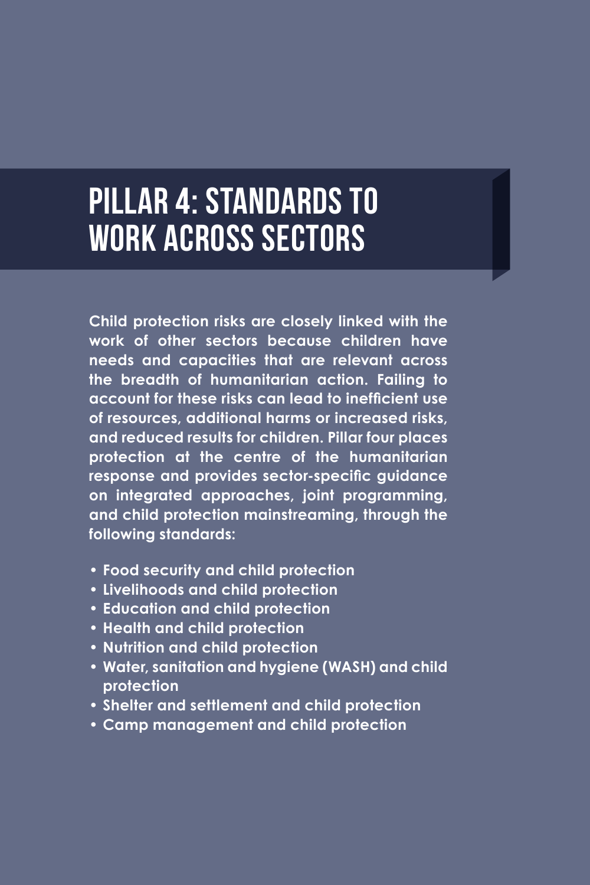# PILLAR 4: STANDARDS TO WORK ACROSS SECTORS

**Child protection risks are closely linked with the work of other sectors because children have needs and capacities that are relevant across the breadth of humanitarian action. Failing to account for these risks can lead to inefficient use of resources, additional harms or increased risks, and reduced results for children. Pillar four places protection at the centre of the humanitarian response and provides sector-specific guidance on integrated approaches, joint programming, and child protection mainstreaming, through the following standards:**

- **Food security and child protection**
- **Livelihoods and child protection**
- **Education and child protection**
- **Health and child protection**
- **Nutrition and child protection**
- **Water, sanitation and hygiene (WASH) and child protection**
- **Shelter and settlement and child protection**
- **Camp management and child protection**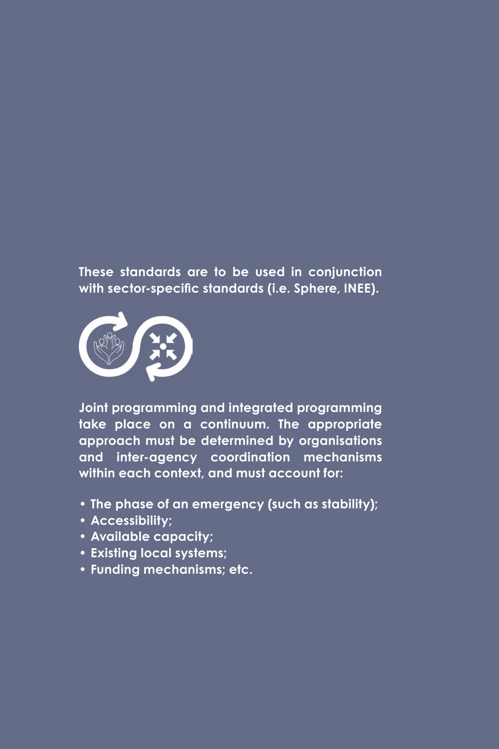**These standards are to be used in conjunction with sector-specific standards (i.e. Sphere, INEE).**

**Joint programming and integrated programming take place on a continuum. The appropriate approach must be determined by organisations and inter-agency coordination mechanisms within each context, and must account for:**

- **The phase of an emergency (such as stability);**
- **Accessibility;**
- **Available capacity;**
- **Existing local systems;**
- **Funding mechanisms; etc.**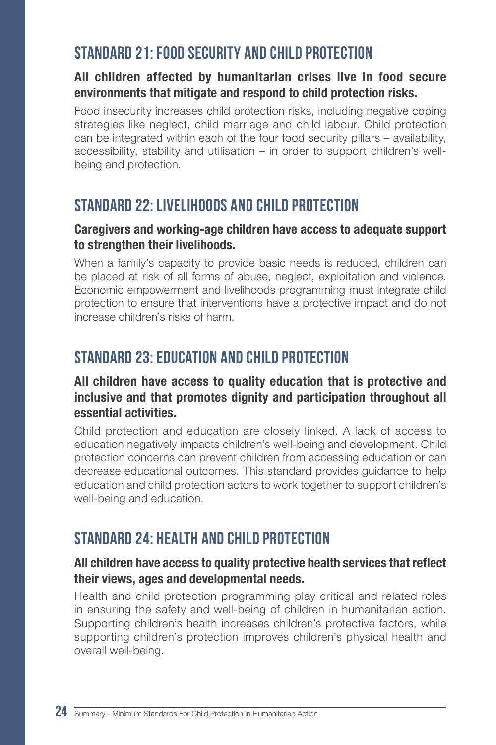## STANDARD 21: FOOD SECURITY AND CHILD PROTECTION

**All children affected by humanitarian crises live in food secure environments that mitigate and respond to child protection risks.**

Food insecurity increases child protection risks, including negative coping strategies like neglect, child marriage and child labour. Child protection can be integrated within each of the four food security pillars – availability, accessibility, stability and utilisation – in order to support children's well-being and protection.

## STANDARD 22: LIVELIHOODS AND CHILD PROTECTION

**Caregivers and working-age children have access to adequate support to strengthen their livelihoods.**

When a family's capacity to provide basic needs is reduced, children can be placed at risk of all forms of abuse, neglect, exploitation and violence. Economic empowerment and livelihoods programming must integrate child protection to ensure that interventions have a protective impact and do not increase children's risks of harm.

## STANDARD 23: EDUCATION AND CHILD PROTECTION

**All children have access to quality education that is protective and inclusive and that promotes dignity and participation throughout all essential activities.**

Child protection and education are closely linked. A lack of access to education negatively impacts children's well-being and development. Child protection concerns can prevent children from accessing education or can decrease educational outcomes. This standard provides guidance to help education and child protection actors to work together to support children's well-being and education.

## STANDARD 24: HEALTH AND CHILD PROTECTION

**All children have access to quality protective health services that reflect their views, ages and developmental needs.**

Health and child protection programming play critical and related roles in ensuring the safety and well-being of children in humanitarian action. Supporting children's health increases children's protective factors, while supporting children's protection improves children's physical health and overall well-being.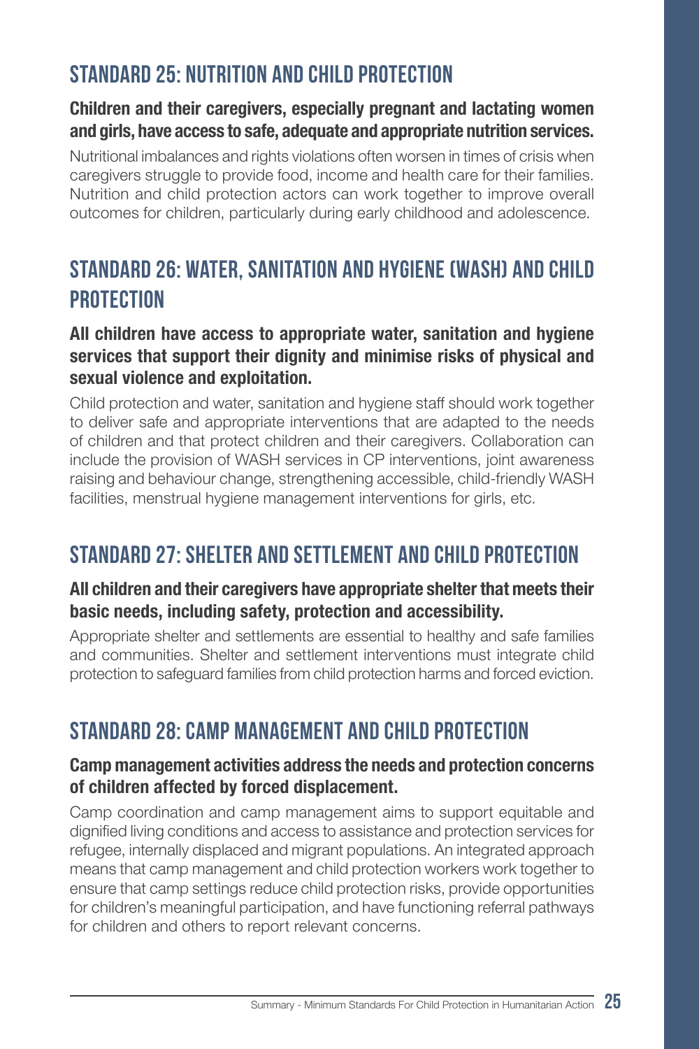## STANDARD 25: NUTRITION AND CHILD PROTECTION

**Children and their caregivers, especially pregnant and lactating women and girls, have access to safe, adequate and appropriate nutrition services.**

Nutritional imbalances and rights violations often worsen in times of crisis when caregivers struggle to provide food, income and health care for their families. Nutrition and child protection actors can work together to improve overall outcomes for children, particularly during early childhood and adolescence.

## STANDARD 26: WATER, SANITATION AND HYGIENE (WASH) AND CHILD PROTECTION

**All children have access to appropriate water, sanitation and hygiene services that support their dignity and minimise risks of physical and sexual violence and exploitation.**

Child protection and water, sanitation and hygiene staff should work together to deliver safe and appropriate interventions that are adapted to the needs of children and that protect children and their caregivers. Collaboration can include the provision of WASH services in CP interventions, joint awareness raising and behaviour change, strengthening accessible, child-friendly WASH facilities, menstrual hygiene management interventions for girls, etc.

## STANDARD 27: SHELTER AND SETTLEMENT AND CHILD PROTECTION

**All children and their caregivers have appropriate shelter that meets their basic needs, including safety, protection and accessibility.**

Appropriate shelter and settlements are essential to healthy and safe families and communities. Shelter and settlement interventions must integrate child protection to safeguard families from child protection harms and forced eviction.

## STANDARD 28: CAMP MANAGEMENT AND CHILD PROTECTION

**Camp management activities address the needs and protection concerns of children affected by forced displacement.**

Camp coordination and camp management aims to support equitable and dignified living conditions and access to assistance and protection services for refugee, internally displaced and migrant populations. An integrated approach means that camp management and child protection workers work together to ensure that camp settings reduce child protection risks, provide opportunities for children's meaningful participation, and have functioning referral pathways for children and others to report relevant concerns.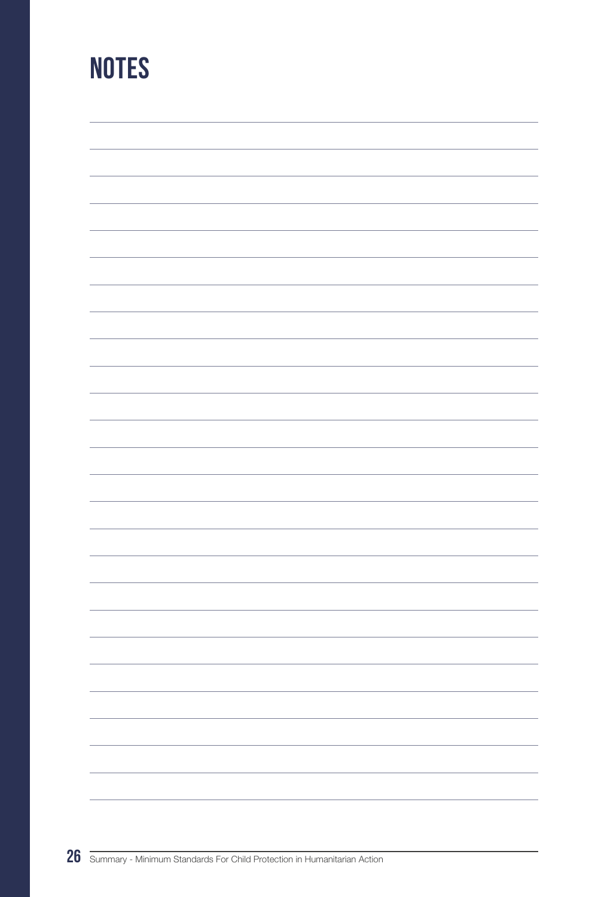# NOTES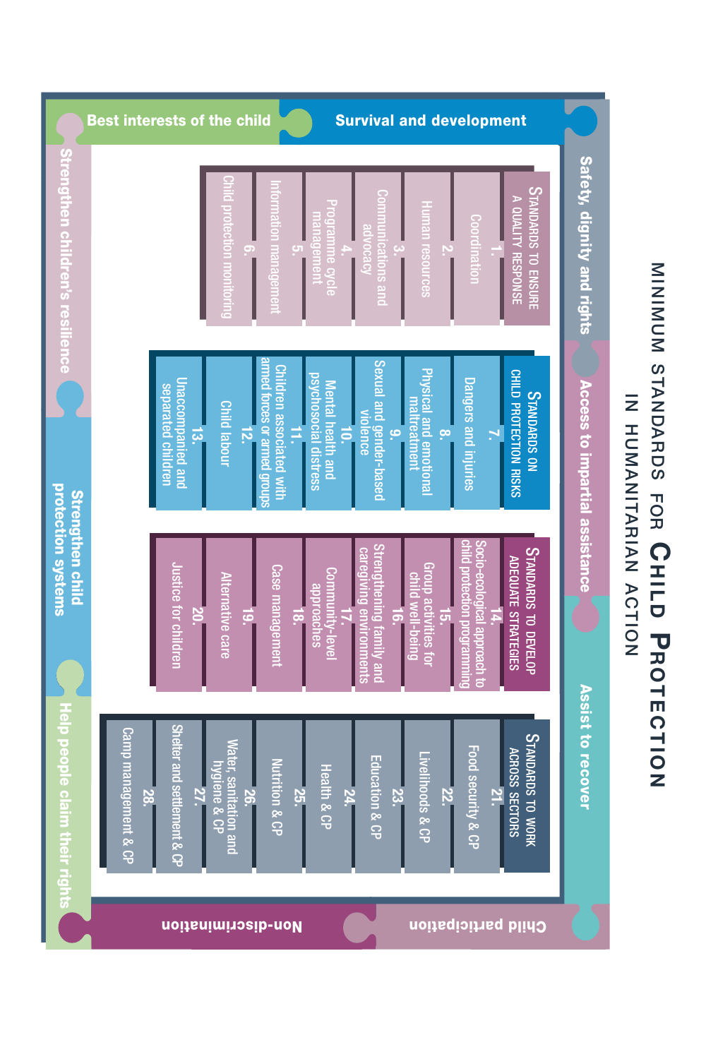# Minimum Standards for Child Protection in Humanitarian Action

Best interests of the child

Survival and development

Safety, dignity and rights

Access to impartial assistance

Assist to recover

Child participation

Non-discrimination

Help people claim their rights

Strengthen child protection systems

Strengthen children's resilience

## Standards to ensure a quality response

1. Coordination
2. Human resources
3. Communications and advocacy
4. Programme cycle management
5. Information management
6. Child protection monitoring

## Standards on child protection risks

7. Dangers and injuries
8. Physical and emotional maltreatment
9. Sexual and gender-based violence
10. Mental health and psychosocial distress
11. Children associated with armed forces or armed groups
12. Child labour
13. Unaccompanied and separated children

## Standards to develop adequate strategies

14. Socio-ecological approach to child protection programming
15. Group activities for child well-being
16. Strengthening family and caregiving environments
17. Community-level approaches
18. Case management
19. Alternative care
20. Justice for children

## Standards to work across sectors

21. Food security & CP
22. Livelihoods & CP
23. Education & CP
24. Health & CP
25. Nutrition & CP
26. Water, sanitation and hygiene & CP
27. Shelter and settlement & CP
28. Camp management & CP